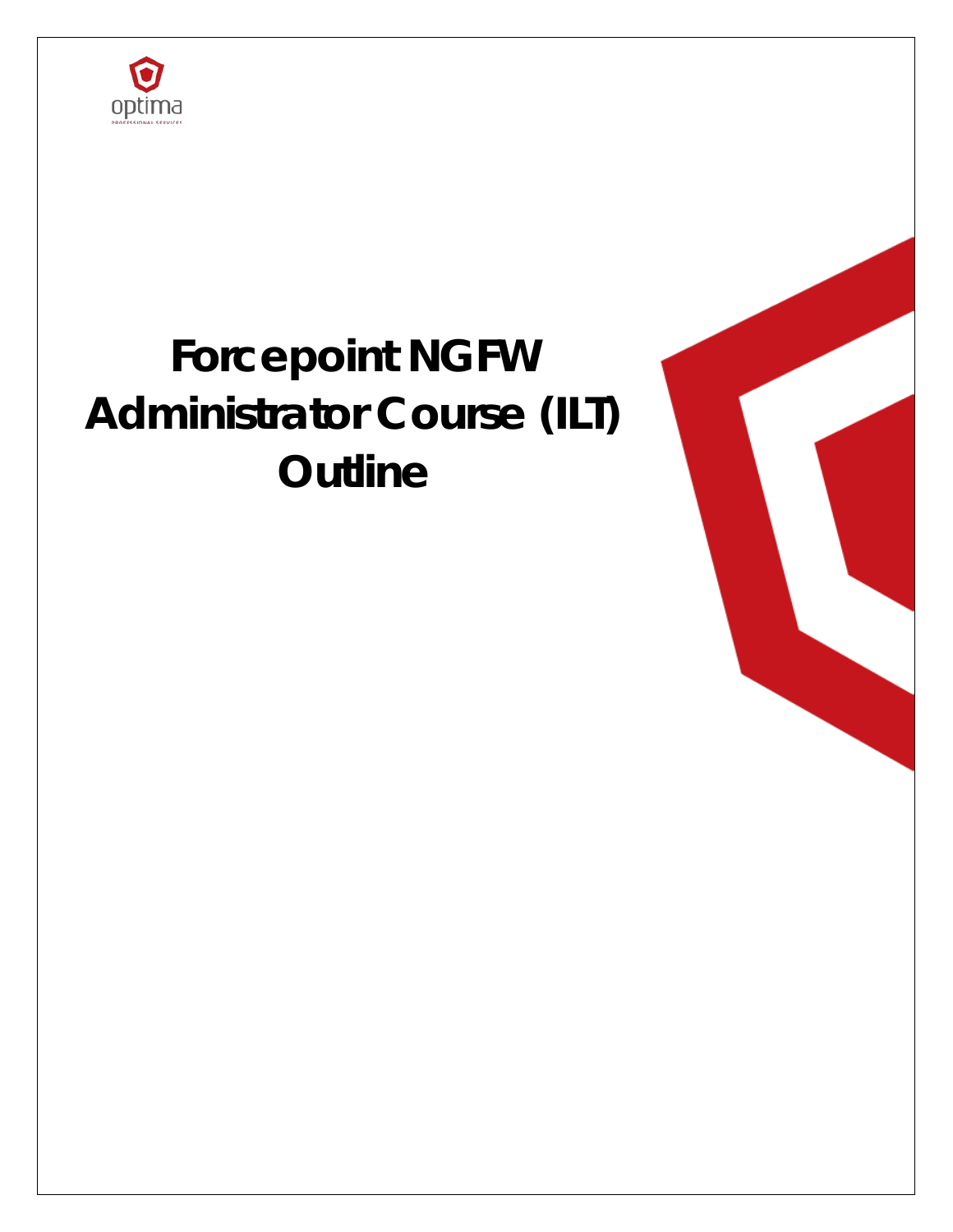optima

PROFESSIONAL SERVICES

# Forcepoint NGFW Administrator Course (ILT) Outline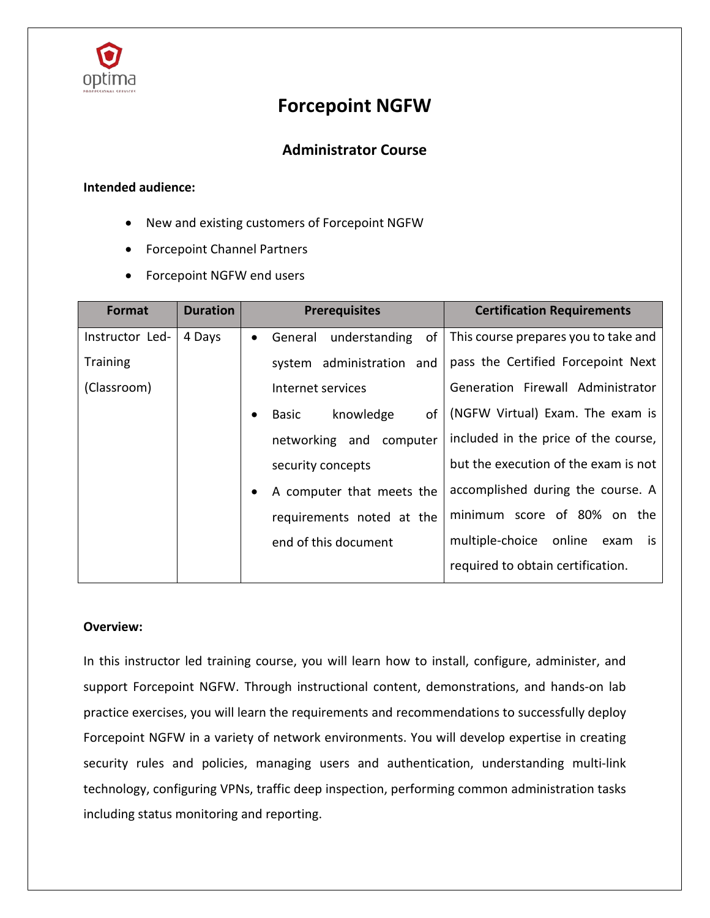# Forcepoint NGFW

## Administrator Course

**Intended audience:**

- New and existing customers of Forcepoint NGFW
- Forcepoint Channel Partners
- Forcepoint NGFW end users

| Format | Duration | Prerequisites | Certification Requirements |
|---|---|---|---|
| Instructor Led-Training (Classroom) | 4 Days | • General understanding of system administration and Internet services<br>• Basic knowledge of networking and computer security concepts<br>• A computer that meets the requirements noted at the end of this document | This course prepares you to take and pass the Certified Forcepoint Next Generation Firewall Administrator (NGFW Virtual) Exam. The exam is included in the price of the course, but the execution of the exam is not accomplished during the course. A minimum score of 80% on the multiple-choice online exam is required to obtain certification. |

**Overview:**

In this instructor led training course, you will learn how to install, configure, administer, and support Forcepoint NGFW. Through instructional content, demonstrations, and hands-on lab practice exercises, you will learn the requirements and recommendations to successfully deploy Forcepoint NGFW in a variety of network environments. You will develop expertise in creating security rules and policies, managing users and authentication, understanding multi-link technology, configuring VPNs, traffic deep inspection, performing common administration tasks including status monitoring and reporting.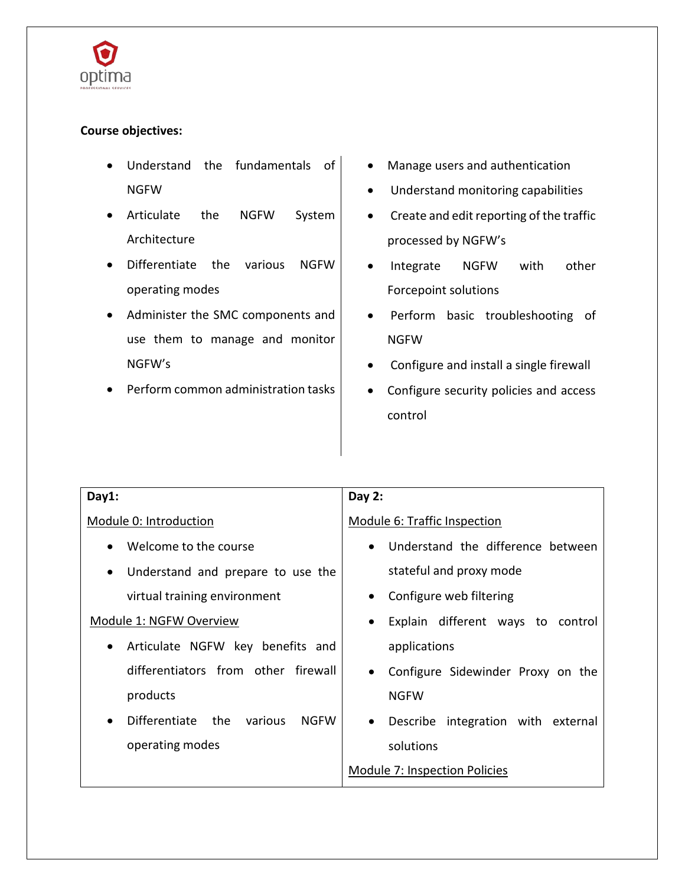**Course objectives:**

- Understand the fundamentals of NGFW
- Articulate the NGFW System Architecture
- Differentiate the various NGFW operating modes
- Administer the SMC components and use them to manage and monitor NGFW's
- Perform common administration tasks
- Manage users and authentication
- Understand monitoring capabilities
- Create and edit reporting of the traffic processed by NGFW's
- Integrate NGFW with other Forcepoint solutions
- Perform basic troubleshooting of NGFW
- Configure and install a single firewall
- Configure security policies and access control

| **Day1:** | **Day 2:** |
|---|---|
| <u>Module 0: Introduction</u><br>• Welcome to the course<br>• Understand and prepare to use the virtual training environment<br><u>Module 1: NGFW Overview</u><br>• Articulate NGFW key benefits and differentiators from other firewall products<br>• Differentiate the various NGFW operating modes | <u>Module 6: Traffic Inspection</u><br>• Understand the difference between stateful and proxy mode<br>• Configure web filtering<br>• Explain different ways to control applications<br>• Configure Sidewinder Proxy on the NGFW<br>• Describe integration with external solutions<br><u>Module 7: Inspection Policies</u> |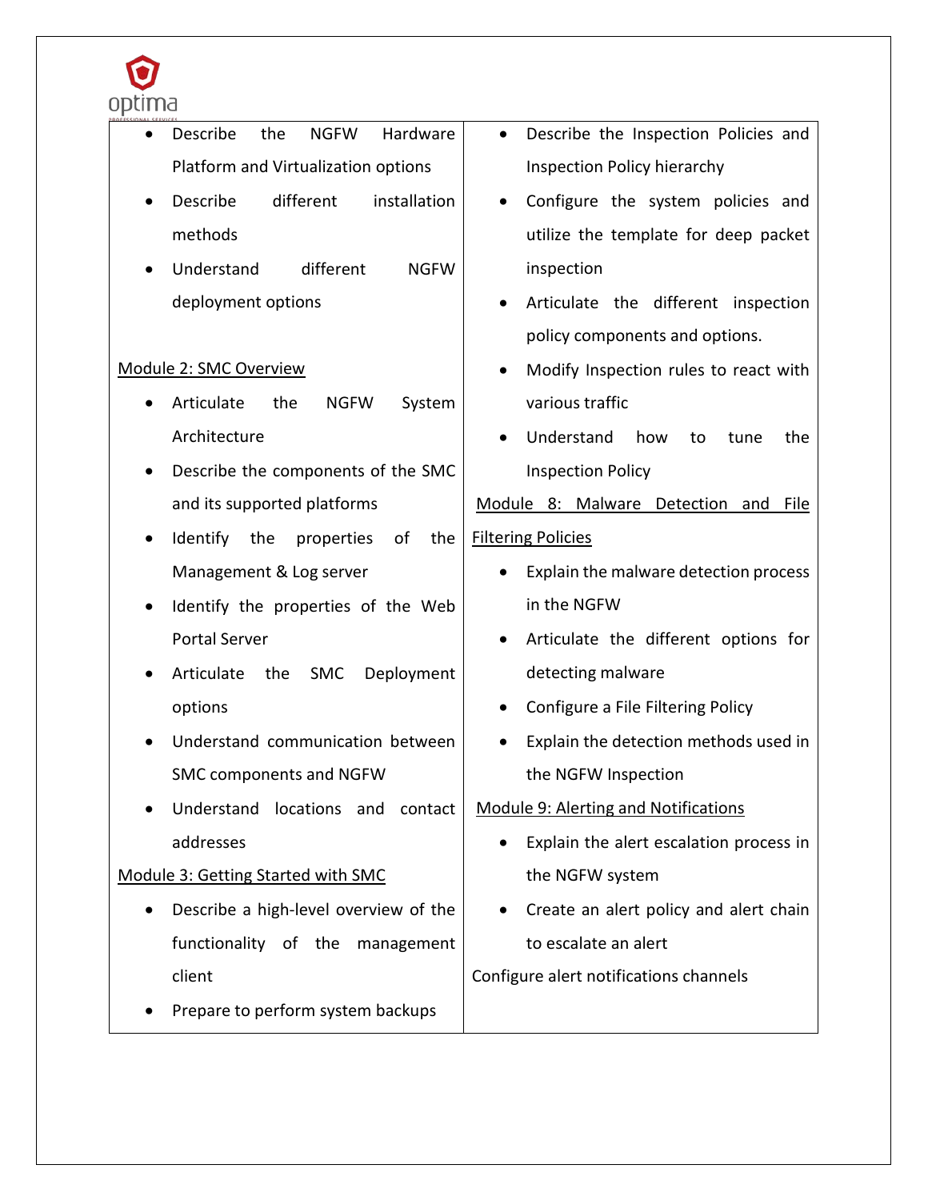- Describe the NGFW Hardware Platform and Virtualization options
- Describe different installation methods
- Understand different NGFW deployment options

Module 2: SMC Overview

- Articulate the NGFW System Architecture
- Describe the components of the SMC and its supported platforms
- Identify the properties of the Management & Log server
- Identify the properties of the Web Portal Server
- Articulate the SMC Deployment options
- Understand communication between SMC components and NGFW
- Understand locations and contact addresses

Module 3: Getting Started with SMC

- Describe a high-level overview of the functionality of the management client
- Prepare to perform system backups

- Describe the Inspection Policies and Inspection Policy hierarchy
- Configure the system policies and utilize the template for deep packet inspection
- Articulate the different inspection policy components and options.
- Modify Inspection rules to react with various traffic
- Understand how to tune the Inspection Policy

Module 8: Malware Detection and File Filtering Policies

- Explain the malware detection process in the NGFW
- Articulate the different options for detecting malware
- Configure a File Filtering Policy
- Explain the detection methods used in the NGFW Inspection

Module 9: Alerting and Notifications

- Explain the alert escalation process in the NGFW system
- Create an alert policy and alert chain to escalate an alert

Configure alert notifications channels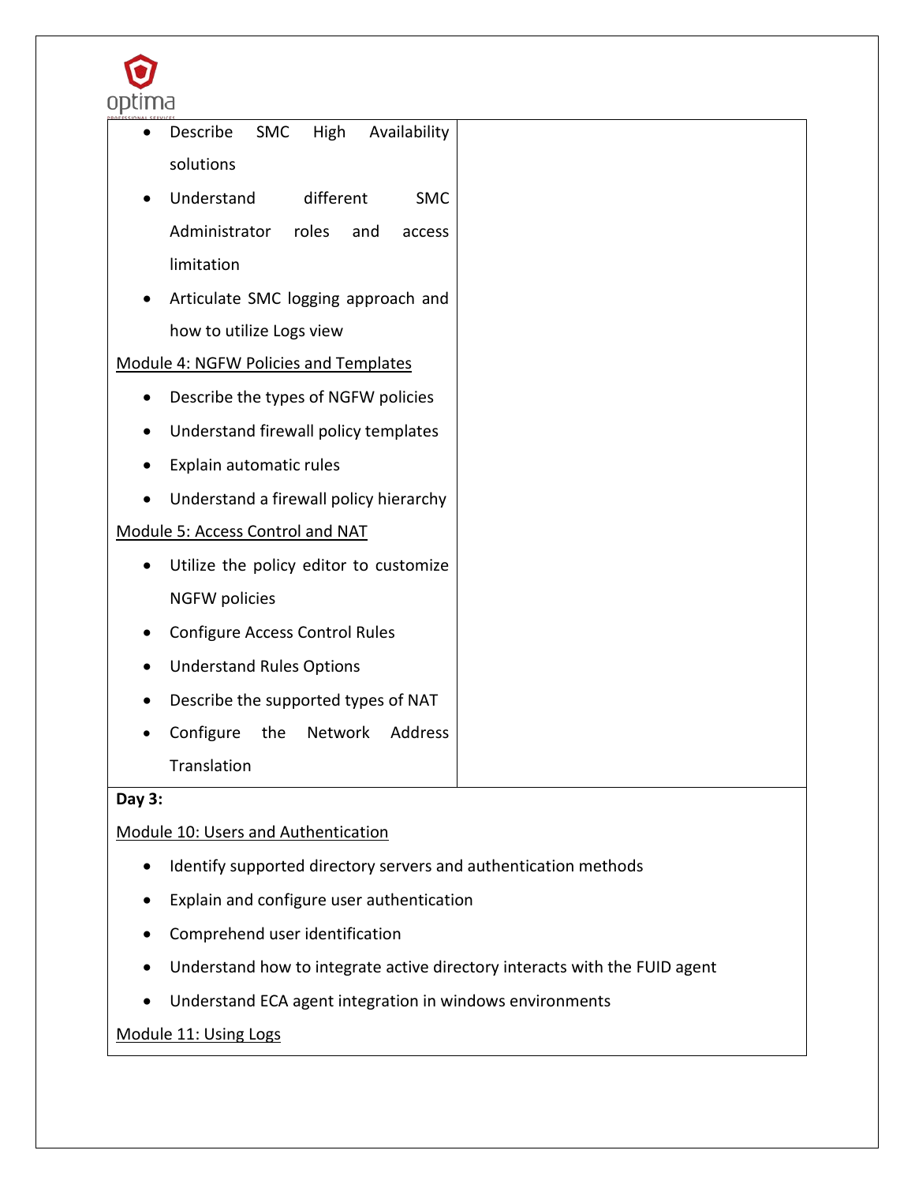- Describe SMC High Availability solutions
- Understand different SMC Administrator roles and access limitation
- Articulate SMC logging approach and how to utilize Logs view

Module 4: NGFW Policies and Templates

- Describe the types of NGFW policies
- Understand firewall policy templates
- Explain automatic rules
- Understand a firewall policy hierarchy

Module 5: Access Control and NAT

- Utilize the policy editor to customize NGFW policies
- Configure Access Control Rules
- Understand Rules Options
- Describe the supported types of NAT
- Configure the Network Address Translation

**Day 3:**

Module 10: Users and Authentication

- Identify supported directory servers and authentication methods
- Explain and configure user authentication
- Comprehend user identification
- Understand how to integrate active directory interacts with the FUID agent
- Understand ECA agent integration in windows environments

Module 11: Using Logs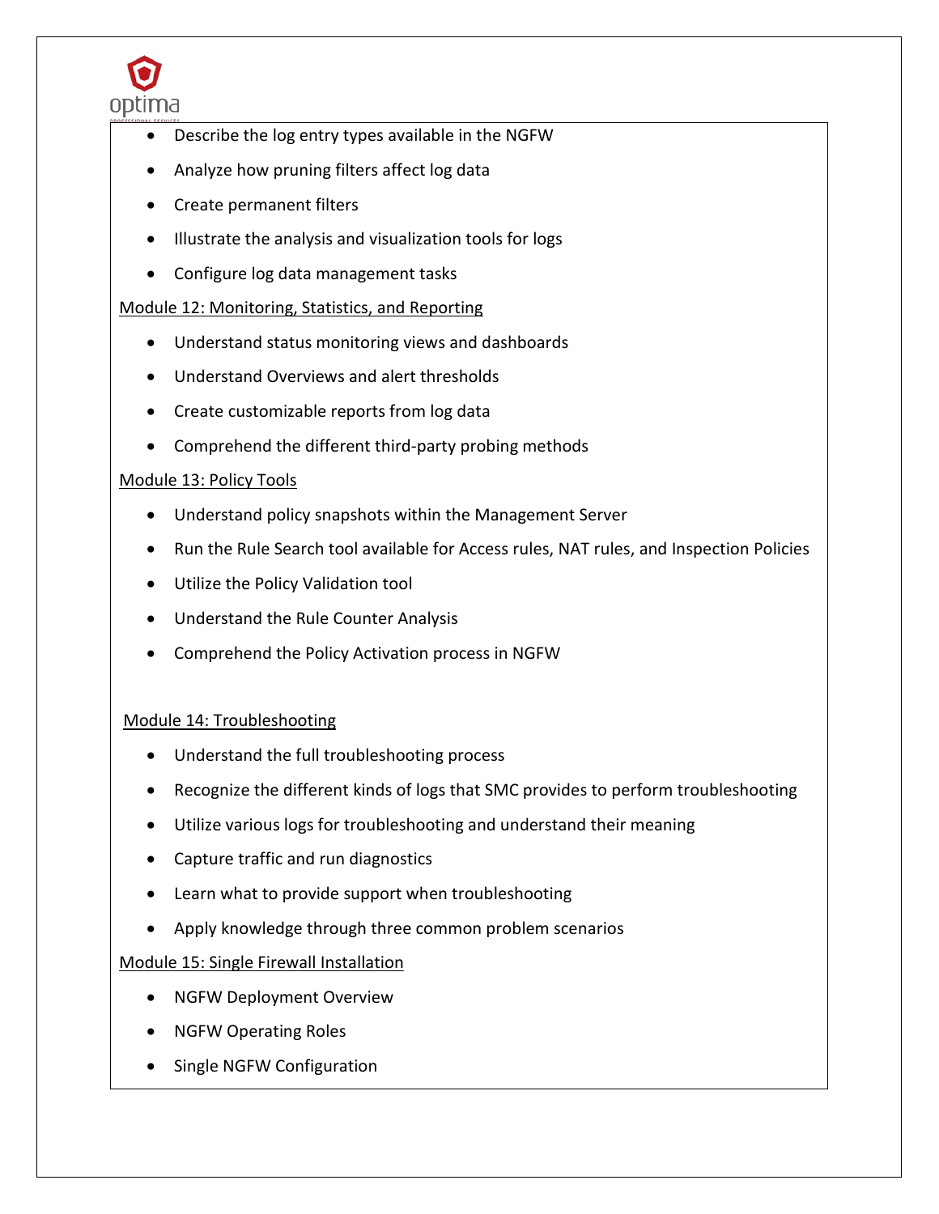- Describe the log entry types available in the NGFW
- Analyze how pruning filters affect log data
- Create permanent filters
- Illustrate the analysis and visualization tools for logs
- Configure log data management tasks

Module 12: Monitoring, Statistics, and Reporting

- Understand status monitoring views and dashboards
- Understand Overviews and alert thresholds
- Create customizable reports from log data
- Comprehend the different third-party probing methods

Module 13: Policy Tools

- Understand policy snapshots within the Management Server
- Run the Rule Search tool available for Access rules, NAT rules, and Inspection Policies
- Utilize the Policy Validation tool
- Understand the Rule Counter Analysis
- Comprehend the Policy Activation process in NGFW

Module 14: Troubleshooting

- Understand the full troubleshooting process
- Recognize the different kinds of logs that SMC provides to perform troubleshooting
- Utilize various logs for troubleshooting and understand their meaning
- Capture traffic and run diagnostics
- Learn what to provide support when troubleshooting
- Apply knowledge through three common problem scenarios

Module 15: Single Firewall Installation

- NGFW Deployment Overview
- NGFW Operating Roles
- Single NGFW Configuration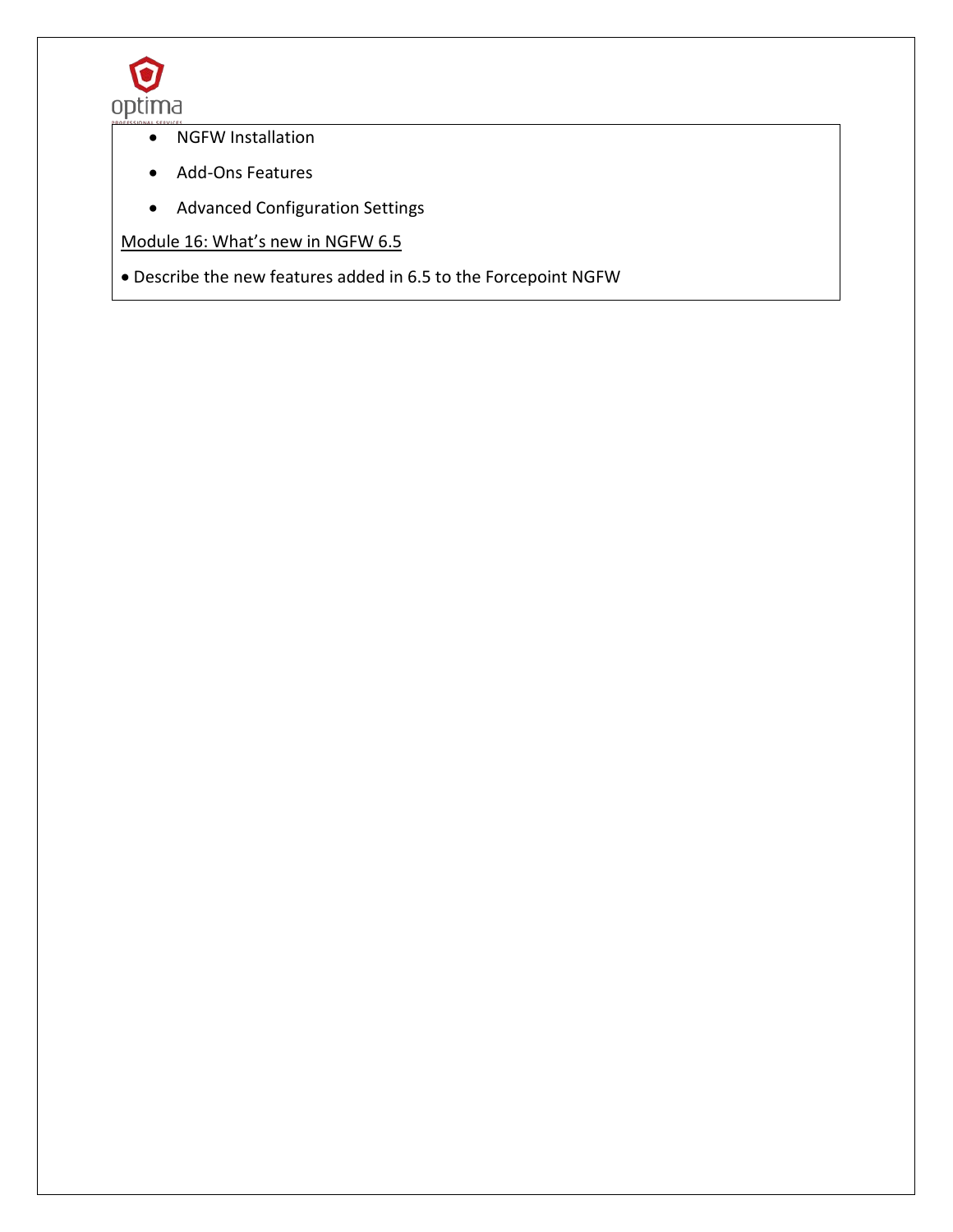- NGFW Installation
- Add-Ons Features
- Advanced Configuration Settings

Module 16: What's new in NGFW 6.5

- Describe the new features added in 6.5 to the Forcepoint NGFW